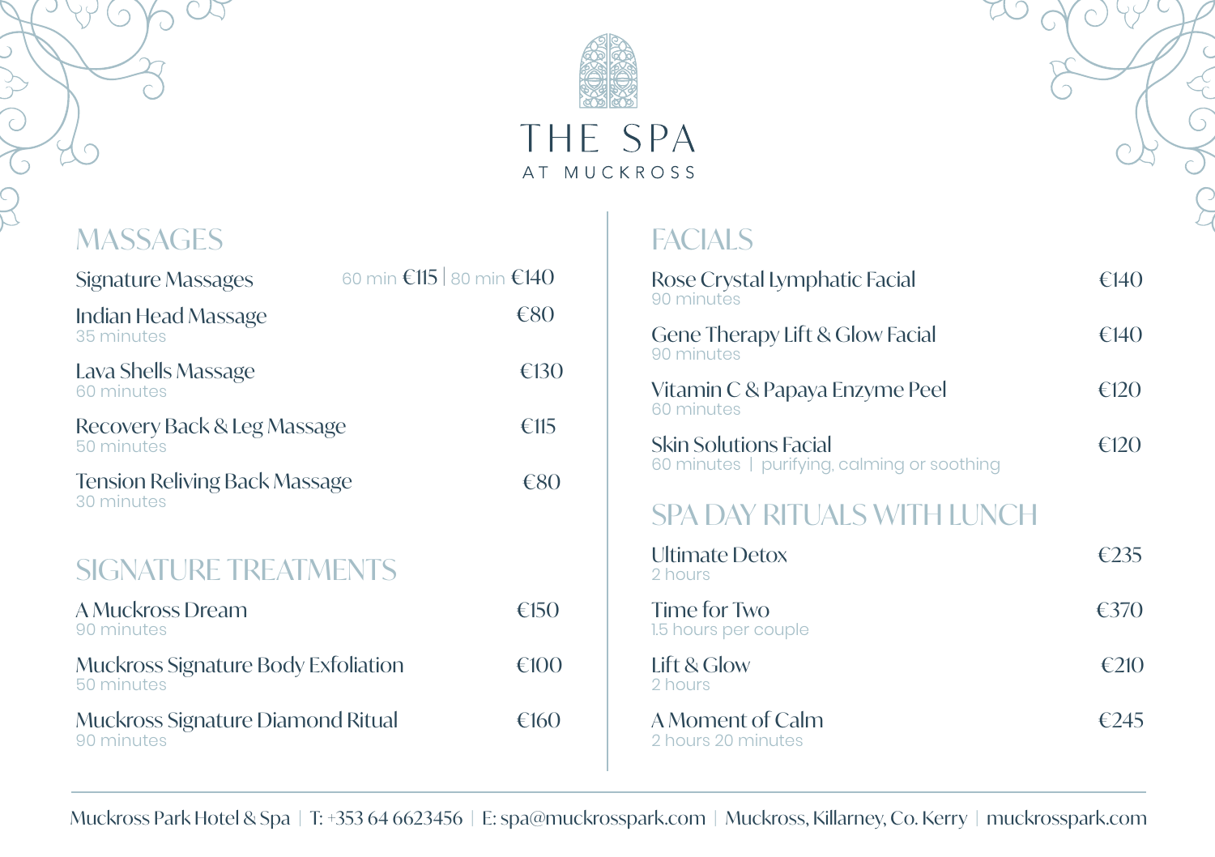# THE SPA

AT MUCKROSS

## MASSAGES

**Signature Massages** — 60 min €115 | 80 min €140

**Indian Head Massage** — €80
35 minutes

**Lava Shells Massage** — €130
60 minutes

**Recovery Back & Leg Massage** — €115
50 minutes

**Tension Reliving Back Massage** — €80
30 minutes

## SIGNATURE TREATMENTS

**A Muckross Dream** — €150
90 minutes

**Muckross Signature Body Exfoliation** — €100
50 minutes

**Muckross Signature Diamond Ritual** — €160
90 minutes

## FACIALS

**Rose Crystal Lymphatic Facial** — €140
90 minutes

**Gene Therapy Lift & Glow Facial** — €140
90 minutes

**Vitamin C & Papaya Enzyme Peel** — €120
60 minutes

**Skin Solutions Facial** — €120
60 minutes | purifying, calming or soothing

## SPA DAY RITUALS WITH LUNCH

**Ultimate Detox** — €235
2 hours

**Time for Two** — €370
1.5 hours per couple

**Lift & Glow** — €210
2 hours

**A Moment of Calm** — €245
2 hours 20 minutes

---

Muckross Park Hotel & Spa | T: +353 64 6623456 | E: spa@muckrosspark.com | Muckross, Killarney, Co. Kerry | muckrosspark.com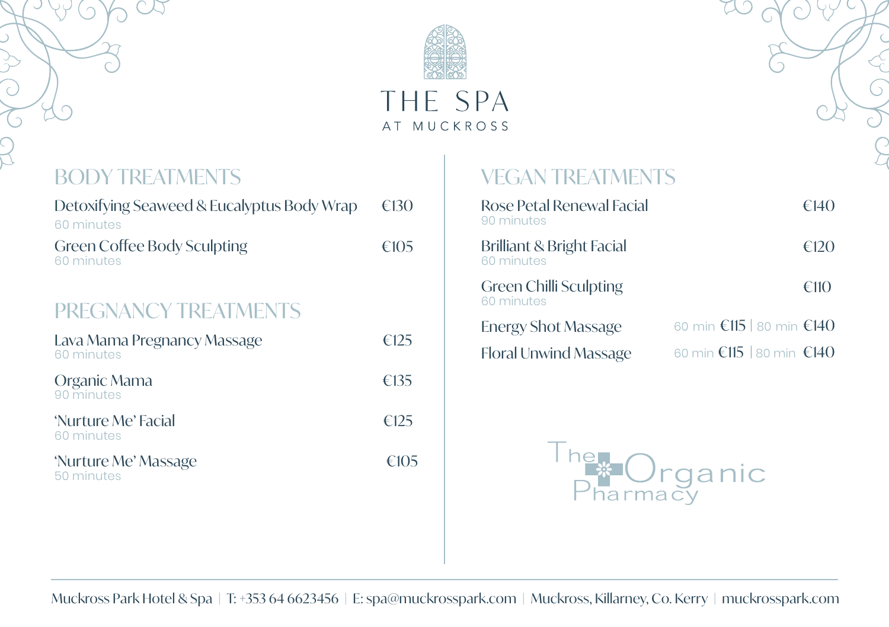# THE SPA

AT MUCKROSS

## BODY TREATMENTS

**Detoxifying Seaweed & Eucalyptus Body Wrap** — €130
60 minutes

**Green Coffee Body Sculpting** — €105
60 minutes

## PREGNANCY TREATMENTS

**Lava Mama Pregnancy Massage** — €125
60 minutes

**Organic Mama** — €135
90 minutes

**'Nurture Me' Facial** — €125
60 minutes

**'Nurture Me' Massage** — €105
50 minutes

## VEGAN TREATMENTS

**Rose Petal Renewal Facial** — €140
90 minutes

**Brilliant & Bright Facial** — €120
60 minutes

**Green Chilli Sculpting** — €110
60 minutes

**Energy Shot Massage** — 60 min €115 | 80 min €140

**Floral Unwind Massage** — 60 min €115 | 80 min €140

The Organic Pharmacy

Muckross Park Hotel & Spa | T: +353 64 6623456 | E: spa@muckrosspark.com | Muckross, Killarney, Co. Kerry | muckrosspark.com